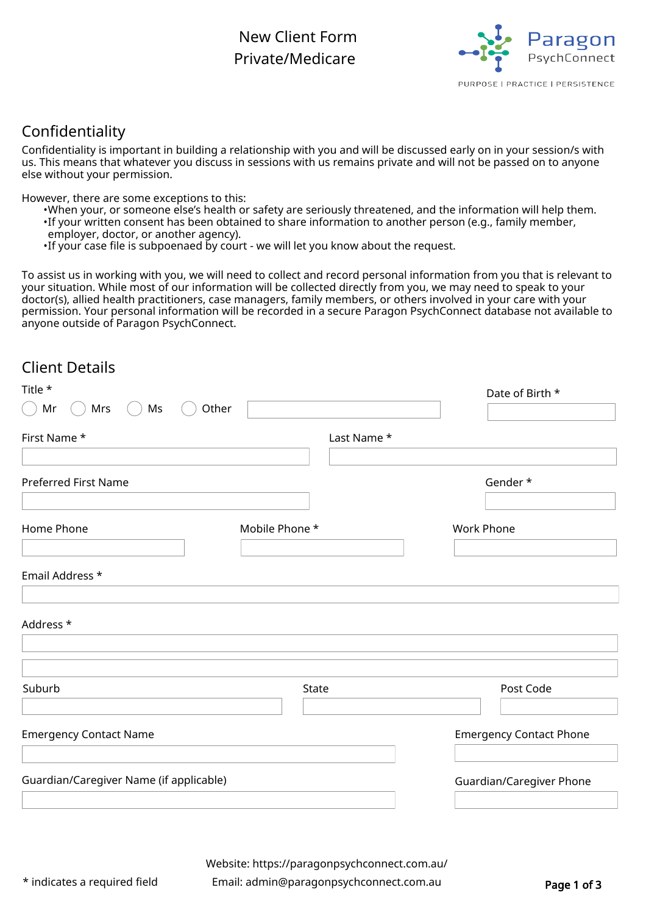# New Client Form
## Private/Medicare

Paragon PsychConnect

PURPOSE | PRACTICE | PERSISTENCE

## Confidentiality

Confidentiality is important in building a relationship with you and will be discussed early on in your session/s with us. This means that whatever you discuss in sessions with us remains private and will not be passed on to anyone else without your permission.

However, there are some exceptions to this:

- When your, or someone else's health or safety are seriously threatened, and the information will help them.
- If your written consent has been obtained to share information to another person (e.g., family member, employer, doctor, or another agency).
- If your case file is subpoenaed by court - we will let you know about the request.

To assist us in working with you, we will need to collect and record personal information from you that is relevant to your situation. While most of our information will be collected directly from you, we may need to speak to your doctor(s), allied health practitioners, case managers, family members, or others involved in your care with your permission. Your personal information will be recorded in a secure Paragon PsychConnect database not available to anyone outside of Paragon PsychConnect.

## Client Details

Title *

( ) Mr ( ) Mrs ( ) Ms ( ) Other \_\_\_\_\_\_\_\_\_\_

Date of Birth * \_\_\_\_\_\_\_\_\_\_

First Name * \_\_\_\_\_\_\_\_\_\_

Last Name * \_\_\_\_\_\_\_\_\_\_

Preferred First Name \_\_\_\_\_\_\_\_\_\_

Gender * \_\_\_\_\_\_\_\_\_\_

Home Phone \_\_\_\_\_\_\_\_\_\_

Mobile Phone * \_\_\_\_\_\_\_\_\_\_

Work Phone \_\_\_\_\_\_\_\_\_\_

Email Address * \_\_\_\_\_\_\_\_\_\_

Address * \_\_\_\_\_\_\_\_\_\_

\_\_\_\_\_\_\_\_\_\_

Suburb \_\_\_\_\_\_\_\_\_\_

State \_\_\_\_\_\_\_\_\_\_

Post Code \_\_\_\_\_\_\_\_\_\_

Emergency Contact Name \_\_\_\_\_\_\_\_\_\_

Emergency Contact Phone \_\_\_\_\_\_\_\_\_\_

Guardian/Caregiver Name (if applicable) \_\_\_\_\_\_\_\_\_\_

Guardian/Caregiver Phone \_\_\_\_\_\_\_\_\_\_

Website: https://paragonpsychconnect.com.au/

Email: admin@paragonpsychconnect.com.au

* indicates a required field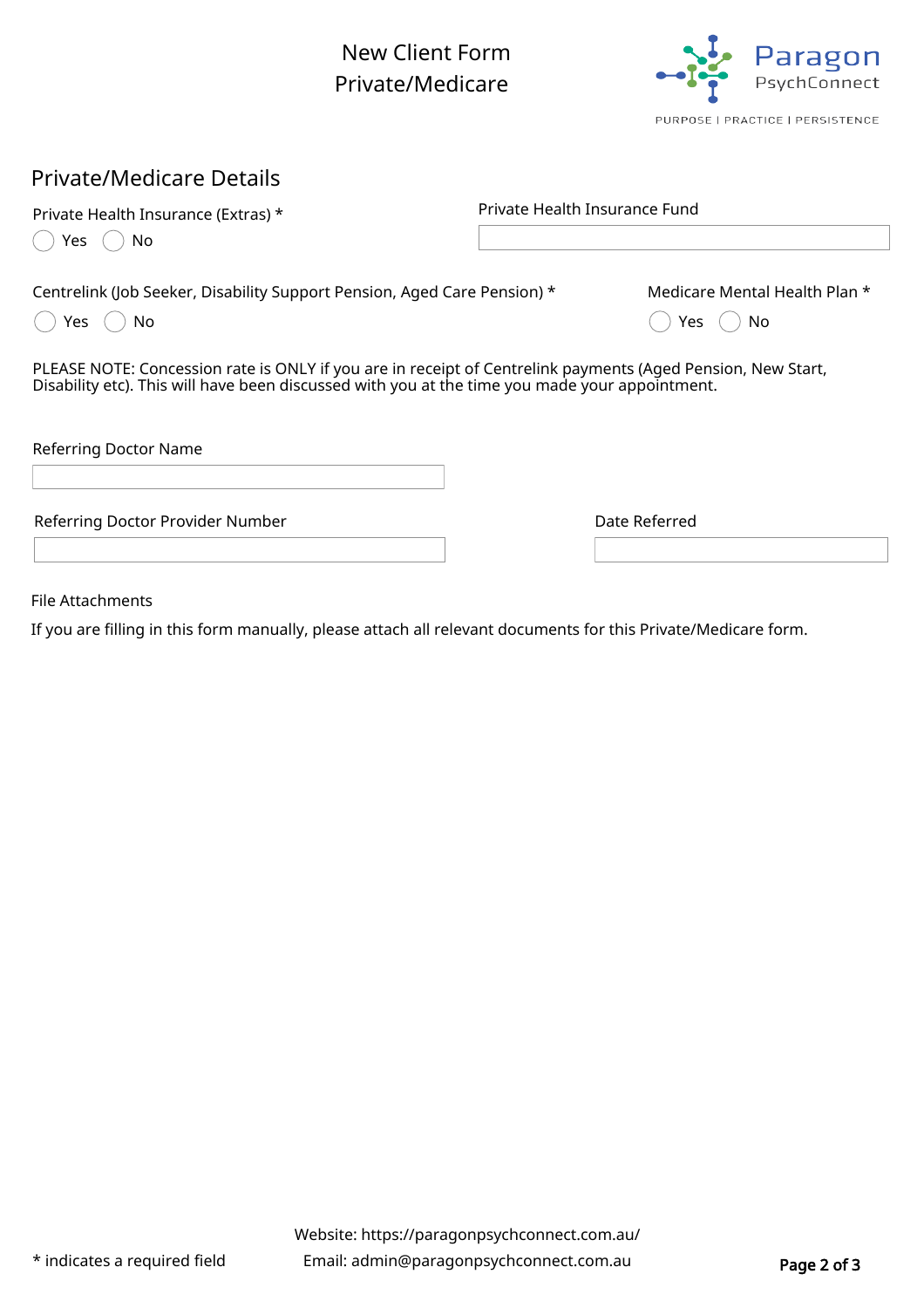# New Client Form
## Private/Medicare

Paragon PsychConnect

PURPOSE | PRACTICE | PERSISTENCE

## Private/Medicare Details

Private Health Insurance (Extras) *

( ) Yes ( ) No

Private Health Insurance Fund

\_\_\_\_\_\_\_\_\_\_\_\_\_\_\_\_\_\_\_\_

Centrelink (Job Seeker, Disability Support Pension, Aged Care Pension) *

( ) Yes ( ) No

Medicare Mental Health Plan *

( ) Yes ( ) No

PLEASE NOTE: Concession rate is ONLY if you are in receipt of Centrelink payments (Aged Pension, New Start, Disability etc). This will have been discussed with you at the time you made your appointment.

Referring Doctor Name

\_\_\_\_\_\_\_\_\_\_\_\_\_\_\_\_\_\_\_\_

Referring Doctor Provider Number

\_\_\_\_\_\_\_\_\_\_\_\_\_\_\_\_\_\_\_\_

Date Referred

\_\_\_\_\_\_\_\_\_\_\_\_\_\_\_\_\_\_\_\_

File Attachments

If you are filling in this form manually, please attach all relevant documents for this Private/Medicare form.

* indicates a required field

Website: https://paragonpsychconnect.com.au/

Email: admin@paragonpsychconnect.com.au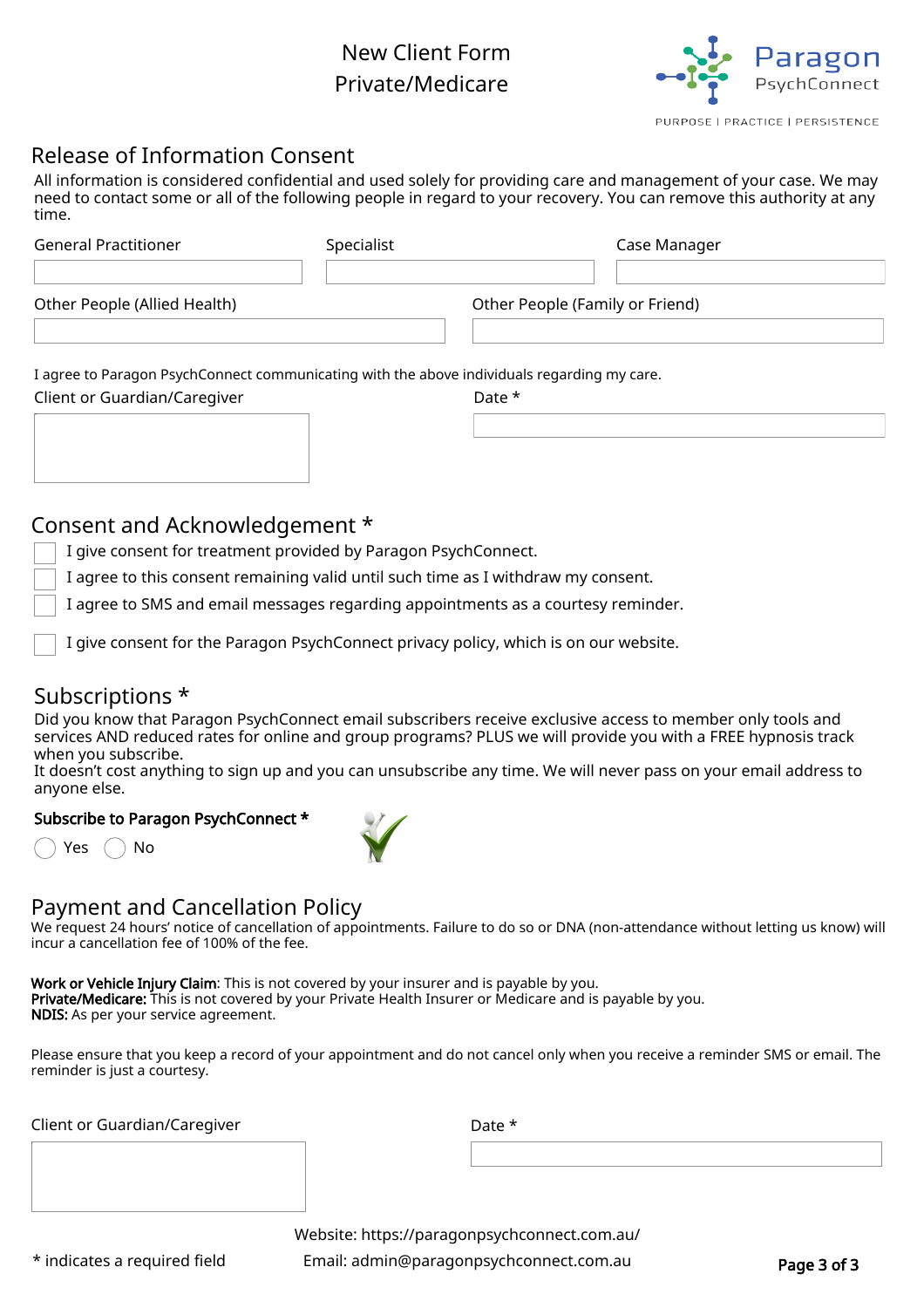# New Client Form
# Private/Medicare

Paragon PsychConnect

PURPOSE | PRACTICE | PERSISTENCE

## Release of Information Consent

All information is considered confidential and used solely for providing care and management of your case. We may need to contact some or all of the following people in regard to your recovery. You can remove this authority at any time.

General Practitioner

Specialist

Case Manager

Other People (Allied Health)

Other People (Family or Friend)

I agree to Paragon PsychConnect communicating with the above individuals regarding my care.

Client or Guardian/Caregiver

Date *

## Consent and Acknowledgement *

- [ ] I give consent for treatment provided by Paragon PsychConnect.
- [ ] I agree to this consent remaining valid until such time as I withdraw my consent.
- [ ] I agree to SMS and email messages regarding appointments as a courtesy reminder.
- [ ] I give consent for the Paragon PsychConnect privacy policy, which is on our website.

## Subscriptions *

Did you know that Paragon PsychConnect email subscribers receive exclusive access to member only tools and services AND reduced rates for online and group programs? PLUS we will provide you with a FREE hypnosis track when you subscribe.
It doesn't cost anything to sign up and you can unsubscribe any time. We will never pass on your email address to anyone else.

**Subscribe to Paragon PsychConnect ***

( ) Yes ( ) No

## Payment and Cancellation Policy

We request 24 hours' notice of cancellation of appointments. Failure to do so or DNA (non-attendance without letting us know) will incur a cancellation fee of 100% of the fee.

**Work or Vehicle Injury Claim**: This is not covered by your insurer and is payable by you.
**Private/Medicare:** This is not covered by your Private Health Insurer or Medicare and is payable by you.
**NDIS:** As per your service agreement.

Please ensure that you keep a record of your appointment and do not cancel only when you receive a reminder SMS or email. The reminder is just a courtesy.

Client or Guardian/Caregiver

Date *

Website: https://paragonpsychconnect.com.au/

Email: admin@paragonpsychconnect.com.au

* indicates a required field